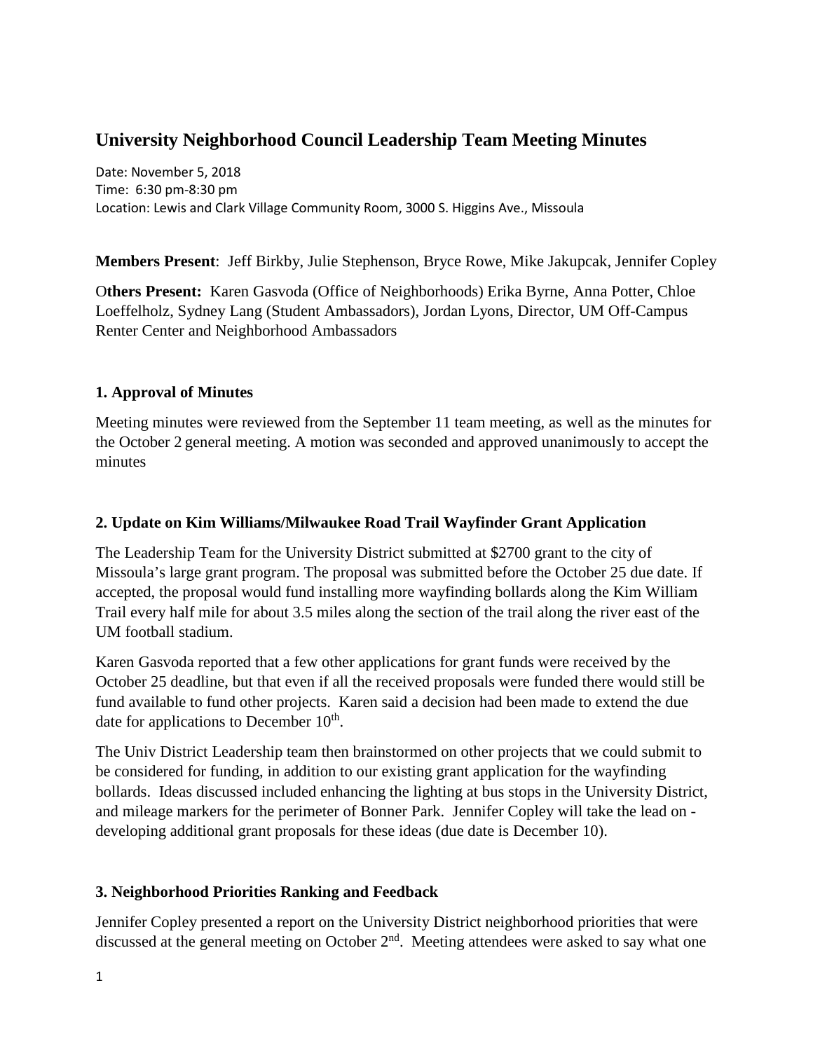# University Neighborhood Council Leadership Team Meeting Minutes

Date: November 5, 2018
Time: 6:30 pm-8:30 pm
Location: Lewis and Clark Village Community Room, 3000 S. Higgins Ave., Missoula

**Members Present**: Jeff Birkby, Julie Stephenson, Bryce Rowe, Mike Jakupcak, Jennifer Copley

O**thers Present:** Karen Gasvoda (Office of Neighborhoods) Erika Byrne, Anna Potter, Chloe Loeffelholz, Sydney Lang (Student Ambassadors), Jordan Lyons, Director, UM Off-Campus Renter Center and Neighborhood Ambassadors

### 1. Approval of Minutes

Meeting minutes were reviewed from the September 11 team meeting, as well as the minutes for the October 2 general meeting. A motion was seconded and approved unanimously to accept the minutes

### 2. Update on Kim Williams/Milwaukee Road Trail Wayfinder Grant Application

The Leadership Team for the University District submitted at $2700 grant to the city of Missoula's large grant program. The proposal was submitted before the October 25 due date. If accepted, the proposal would fund installing more wayfinding bollards along the Kim William Trail every half mile for about 3.5 miles along the section of the trail along the river east of the UM football stadium.

Karen Gasvoda reported that a few other applications for grant funds were received by the October 25 deadline, but that even if all the received proposals were funded there would still be fund available to fund other projects. Karen said a decision had been made to extend the due date for applications to December 10th.

The Univ District Leadership team then brainstormed on other projects that we could submit to be considered for funding, in addition to our existing grant application for the wayfinding bollards. Ideas discussed included enhancing the lighting at bus stops in the University District, and mileage markers for the perimeter of Bonner Park. Jennifer Copley will take the lead on - developing additional grant proposals for these ideas (due date is December 10).

### 3. Neighborhood Priorities Ranking and Feedback

Jennifer Copley presented a report on the University District neighborhood priorities that were discussed at the general meeting on October 2nd. Meeting attendees were asked to say what one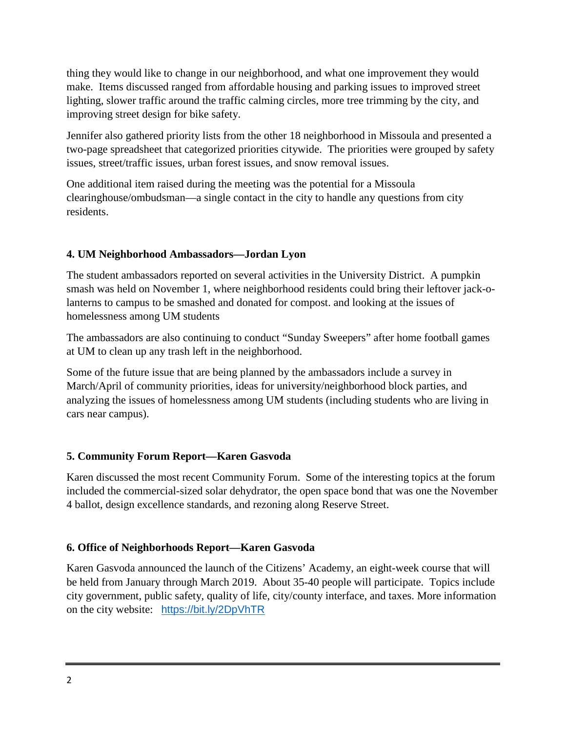thing they would like to change in our neighborhood, and what one improvement they would make. Items discussed ranged from affordable housing and parking issues to improved street lighting, slower traffic around the traffic calming circles, more tree trimming by the city, and improving street design for bike safety.

Jennifer also gathered priority lists from the other 18 neighborhood in Missoula and presented a two-page spreadsheet that categorized priorities citywide. The priorities were grouped by safety issues, street/traffic issues, urban forest issues, and snow removal issues.

One additional item raised during the meeting was the potential for a Missoula clearinghouse/ombudsman—a single contact in the city to handle any questions from city residents.

**4. UM Neighborhood Ambassadors—Jordan Lyon**

The student ambassadors reported on several activities in the University District. A pumpkin smash was held on November 1, where neighborhood residents could bring their leftover jack-o-lanterns to campus to be smashed and donated for compost. and looking at the issues of homelessness among UM students

The ambassadors are also continuing to conduct "Sunday Sweepers" after home football games at UM to clean up any trash left in the neighborhood.

Some of the future issue that are being planned by the ambassadors include a survey in March/April of community priorities, ideas for university/neighborhood block parties, and analyzing the issues of homelessness among UM students (including students who are living in cars near campus).

**5. Community Forum Report—Karen Gasvoda**

Karen discussed the most recent Community Forum. Some of the interesting topics at the forum included the commercial-sized solar dehydrator, the open space bond that was one the November 4 ballot, design excellence standards, and rezoning along Reserve Street.

**6. Office of Neighborhoods Report—Karen Gasvoda**

Karen Gasvoda announced the launch of the Citizens' Academy, an eight-week course that will be held from January through March 2019. About 35-40 people will participate. Topics include city government, public safety, quality of life, city/county interface, and taxes. More information on the city website: https://bit.ly/2DpVhTR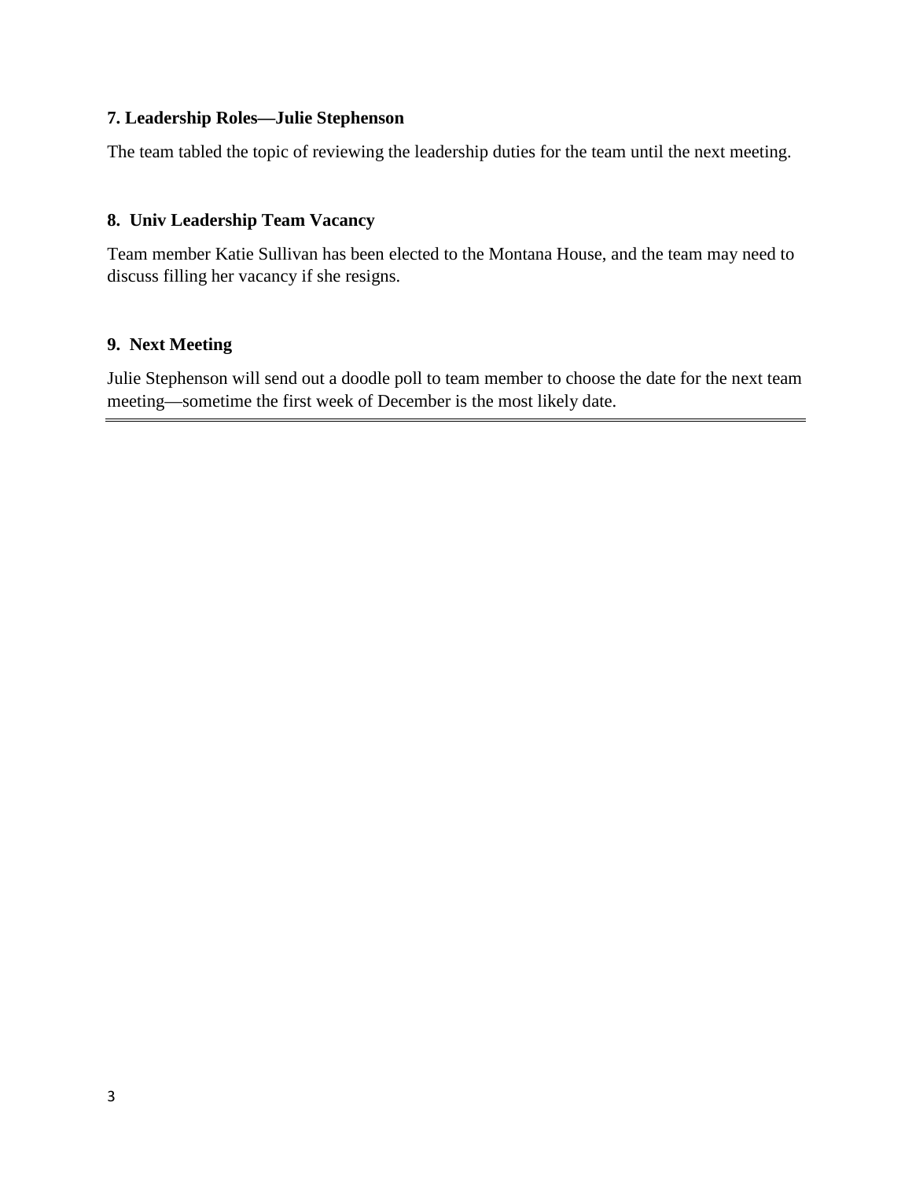**7. Leadership Roles—Julie Stephenson**

The team tabled the topic of reviewing the leadership duties for the team until the next meeting.

**8. Univ Leadership Team Vacancy**

Team member Katie Sullivan has been elected to the Montana House, and the team may need to discuss filling her vacancy if she resigns.

**9. Next Meeting**

Julie Stephenson will send out a doodle poll to team member to choose the date for the next team meeting—sometime the first week of December is the most likely date.